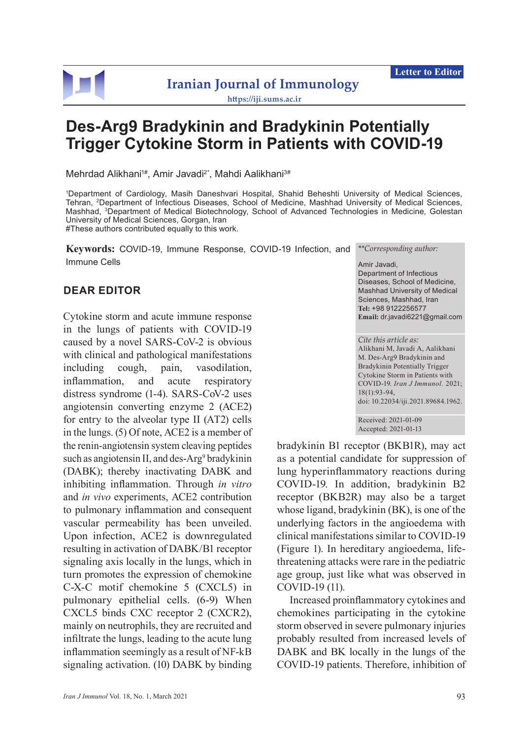Letter to Editor

# Des-Arg9 Bradykinin and Bradykinin Potentially Trigger Cytokine Storm in Patients with COVID-19

Mehrdad Alikhani[1#], Amir Javadi[2*], Mahdi Aalikhani[3#]

[1]Department of Cardiology, Masih Daneshvari Hospital, Shahid Beheshti University of Medical Sciences, Tehran, [2]Department of Infectious Diseases, School of Medicine, Mashhad University of Medical Sciences, Mashhad, [3]Department of Medical Biotechnology, School of Advanced Technologies in Medicine, Golestan University of Medical Sciences, Gorgan, Iran
#These authors contributed equally to this work.

**Keywords:** COVID-19, Immune Response, COVID-19 Infection, and Immune Cells

*\*Corresponding author:*
Amir Javadi,
Department of Infectious Diseases, School of Medicine, Mashhad University of Medical Sciences, Mashhad, Iran
**Tel:** +98 9122256577
**Email:** dr.javadi6221@gmail.com

*Cite this article as:*
Alikhani M, Javadi A, Aalikhani M. Des-Arg9 Bradykinin and Bradykinin Potentially Trigger Cytokine Storm in Patients with COVID-19. *Iran J Immunol.* 2021; 18(1):93-94, doi: 10.22034/iji.2021.89684.1962.

Received: 2021-01-09
Accepted: 2021-01-13

## DEAR EDITOR

Cytokine storm and acute immune response in the lungs of patients with COVID-19 caused by a novel SARS-CoV-2 is obvious with clinical and pathological manifestations including cough, pain, vasodilation, inflammation, and acute respiratory distress syndrome (1-4). SARS-CoV-2 uses angiotensin converting enzyme 2 (ACE2) for entry to the alveolar type II (AT2) cells in the lungs. (5) Of note, ACE2 is a member of the renin-angiotensin system cleaving peptides such as angiotensin II, and des-Arg[9] bradykinin (DABK); thereby inactivating DABK and inhibiting inflammation. Through *in vitro* and *in vivo* experiments, ACE2 contribution to pulmonary inflammation and consequent vascular permeability has been unveiled. Upon infection, ACE2 is downregulated resulting in activation of DABK/B1 receptor signaling axis locally in the lungs, which in turn promotes the expression of chemokine C-X-C motif chemokine 5 (CXCL5) in pulmonary epithelial cells. (6-9) When CXCL5 binds CXC receptor 2 (CXCR2), mainly on neutrophils, they are recruited and infiltrate the lungs, leading to the acute lung inflammation seemingly as a result of NF-kB signaling activation. (10) DABK by binding bradykinin B1 receptor (BKB1R), may act as a potential candidate for suppression of lung hyperinflammatory reactions during COVID-19. In addition, bradykinin B2 receptor (BKB2R) may also be a target whose ligand, bradykinin (BK), is one of the underlying factors in the angioedema with clinical manifestations similar to COVID-19 (Figure 1). In hereditary angioedema, life-threatening attacks were rare in the pediatric age group, just like what was observed in COVID-19 (11).

Increased proinflammatory cytokines and chemokines participating in the cytokine storm observed in severe pulmonary injuries probably resulted from increased levels of DABK and BK locally in the lungs of the COVID-19 patients. Therefore, inhibition of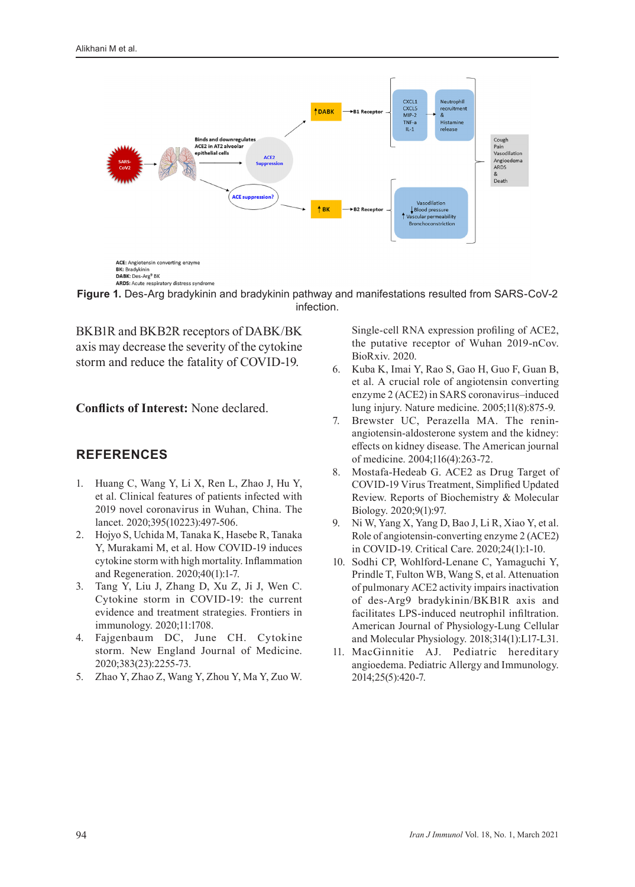SARS-CoV2

Binds and downregulates ACE2 in AT2 alveolar epithelial cells

ACE2 Suppression

ACE suppression?

↑DABK

B1 Receptor

CXCL1
CXCL5
MIP-2
TNF-α
IL-1

Neutrophil recruitment
&
Histamine release

↑BK

B2 Receptor

Vasodilation
↓Blood pressure
↑Vascular permeability
Bronchoconstriction

Cough
Pain
Vasodilation
Angioedema
ARDS
&
Death

**ACE:** Angiotensin converting enzyme
**BK:** Bradykinin
**DABK:** Des-Arg[9] BK
**ARDS:** Acute respiratory distress syndrome

**Figure 1.** Des-Arg bradykinin and bradykinin pathway and manifestations resulted from SARS-CoV-2 infection.

BKB1R and BKB2R receptors of DABK/BK axis may decrease the severity of the cytokine storm and reduce the fatality of COVID-19.

**Conflicts of Interest:** None declared.

## REFERENCES

1. Huang C, Wang Y, Li X, Ren L, Zhao J, Hu Y, et al. Clinical features of patients infected with 2019 novel coronavirus in Wuhan, China. The lancet. 2020;395(10223):497-506.
2. Hojyo S, Uchida M, Tanaka K, Hasebe R, Tanaka Y, Murakami M, et al. How COVID-19 induces cytokine storm with high mortality. Inflammation and Regeneration. 2020;40(1):1-7.
3. Tang Y, Liu J, Zhang D, Xu Z, Ji J, Wen C. Cytokine storm in COVID-19: the current evidence and treatment strategies. Frontiers in immunology. 2020;11:1708.
4. Fajgenbaum DC, June CH. Cytokine storm. New England Journal of Medicine. 2020;383(23):2255-73.
5. Zhao Y, Zhao Z, Wang Y, Zhou Y, Ma Y, Zuo W. Single-cell RNA expression profiling of ACE2, the putative receptor of Wuhan 2019-nCov. BioRxiv. 2020.
6. Kuba K, Imai Y, Rao S, Gao H, Guo F, Guan B, et al. A crucial role of angiotensin converting enzyme 2 (ACE2) in SARS coronavirus–induced lung injury. Nature medicine. 2005;11(8):875-9.
7. Brewster UC, Perazella MA. The renin-angiotensin-aldosterone system and the kidney: effects on kidney disease. The American journal of medicine. 2004;116(4):263-72.
8. Mostafa-Hedeab G. ACE2 as Drug Target of COVID-19 Virus Treatment, Simplified Updated Review. Reports of Biochemistry & Molecular Biology. 2020;9(1):97.
9. Ni W, Yang X, Yang D, Bao J, Li R, Xiao Y, et al. Role of angiotensin-converting enzyme 2 (ACE2) in COVID-19. Critical Care. 2020;24(1):1-10.
10. Sodhi CP, Wohlford-Lenane C, Yamaguchi Y, Prindle T, Fulton WB, Wang S, et al. Attenuation of pulmonary ACE2 activity impairs inactivation of des-Arg9 bradykinin/BKB1R axis and facilitates LPS-induced neutrophil infiltration. American Journal of Physiology-Lung Cellular and Molecular Physiology. 2018;314(1):L17-L31.
11. MacGinnitie AJ. Pediatric hereditary angioedema. Pediatric Allergy and Immunology. 2014;25(5):420-7.